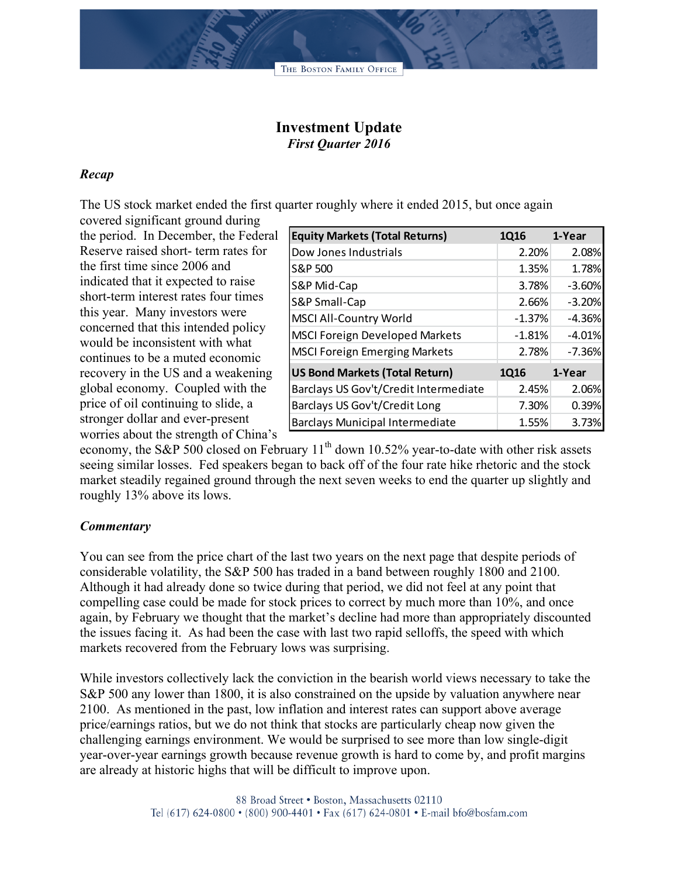# Investment Update

*First Quarter 2016*

### *Recap*

The US stock market ended the first quarter roughly where it ended 2015, but once again covered significant ground during the period. In December, the Federal Reserve raised short- term rates for the first time since 2006 and indicated that it expected to raise short-term interest rates four times this year. Many investors were concerned that this intended policy would be inconsistent with what continues to be a muted economic recovery in the US and a weakening global economy. Coupled with the price of oil continuing to slide, a stronger dollar and ever-present worries about the strength of China's economy, the S&P 500 closed on February 11th down 10.52% year-to-date with other risk assets seeing similar losses. Fed speakers began to back off of the four rate hike rhetoric and the stock market steadily regained ground through the next seven weeks to end the quarter up slightly and roughly 13% above its lows.

| Equity Markets (Total Returns) | 1Q16 | 1-Year |
|---|---|---|
| Dow Jones Industrials | 2.20% | 2.08% |
| S&P 500 | 1.35% | 1.78% |
| S&P Mid-Cap | 3.78% | -3.60% |
| S&P Small-Cap | 2.66% | -3.20% |
| MSCI All-Country World | -1.37% | -4.36% |
| MSCI Foreign Developed Markets | -1.81% | -4.01% |
| MSCI Foreign Emerging Markets | 2.78% | -7.36% |
| **US Bond Markets (Total Return)** | **1Q16** | **1-Year** |
| Barclays US Gov't/Credit Intermediate | 2.45% | 2.06% |
| Barclays US Gov't/Credit Long | 7.30% | 0.39% |
| Barclays Municipal Intermediate | 1.55% | 3.73% |

### *Commentary*

You can see from the price chart of the last two years on the next page that despite periods of considerable volatility, the S&P 500 has traded in a band between roughly 1800 and 2100. Although it had already done so twice during that period, we did not feel at any point that compelling case could be made for stock prices to correct by much more than 10%, and once again, by February we thought that the market's decline had more than appropriately discounted the issues facing it. As had been the case with last two rapid selloffs, the speed with which markets recovered from the February lows was surprising.

While investors collectively lack the conviction in the bearish world views necessary to take the S&P 500 any lower than 1800, it is also constrained on the upside by valuation anywhere near 2100. As mentioned in the past, low inflation and interest rates can support above average price/earnings ratios, but we do not think that stocks are particularly cheap now given the challenging earnings environment. We would be surprised to see more than low single-digit year-over-year earnings growth because revenue growth is hard to come by, and profit margins are already at historic highs that will be difficult to improve upon.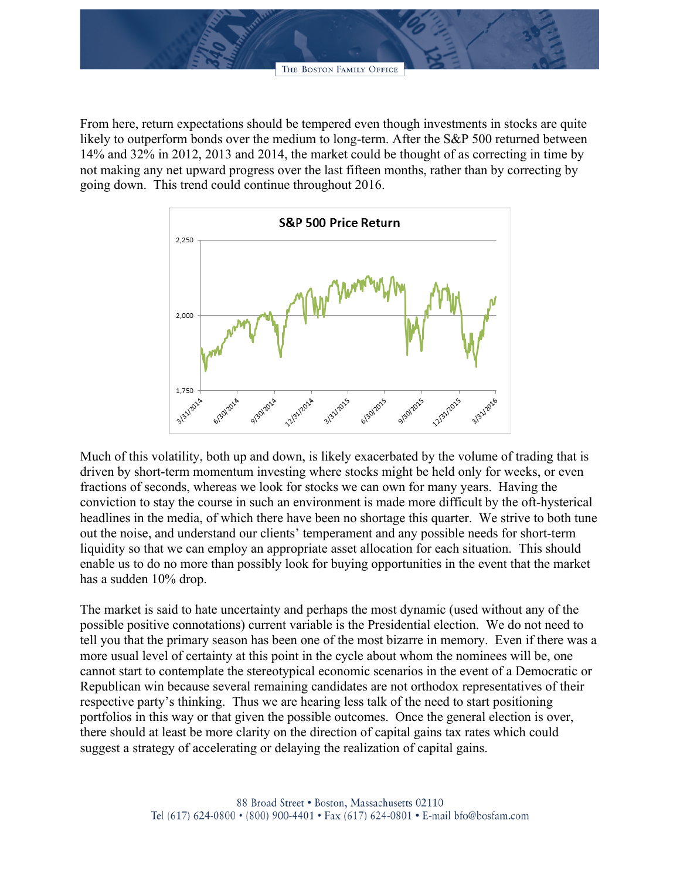From here, return expectations should be tempered even though investments in stocks are quite likely to outperform bonds over the medium to long-term. After the S&P 500 returned between 14% and 32% in 2012, 2013 and 2014, the market could be thought of as correcting in time by not making any net upward progress over the last fifteen months, rather than by correcting by going down. This trend could continue throughout 2016.

S&P 500 Price Return

2,250

2,000

1,750

3/31/2014
6/30/2014
9/30/2014
12/31/2014
3/31/2015
6/30/2015
9/30/2015
12/31/2015
3/31/2016

Much of this volatility, both up and down, is likely exacerbated by the volume of trading that is driven by short-term momentum investing where stocks might be held only for weeks, or even fractions of seconds, whereas we look for stocks we can own for many years. Having the conviction to stay the course in such an environment is made more difficult by the oft-hysterical headlines in the media, of which there have been no shortage this quarter. We strive to both tune out the noise, and understand our clients' temperament and any possible needs for short-term liquidity so that we can employ an appropriate asset allocation for each situation. This should enable us to do no more than possibly look for buying opportunities in the event that the market has a sudden 10% drop.

The market is said to hate uncertainty and perhaps the most dynamic (used without any of the possible positive connotations) current variable is the Presidential election. We do not need to tell you that the primary season has been one of the most bizarre in memory. Even if there was a more usual level of certainty at this point in the cycle about whom the nominees will be, one cannot start to contemplate the stereotypical economic scenarios in the event of a Democratic or Republican win because several remaining candidates are not orthodox representatives of their respective party's thinking. Thus we are hearing less talk of the need to start positioning portfolios in this way or that given the possible outcomes. Once the general election is over, there should at least be more clarity on the direction of capital gains tax rates which could suggest a strategy of accelerating or delaying the realization of capital gains.